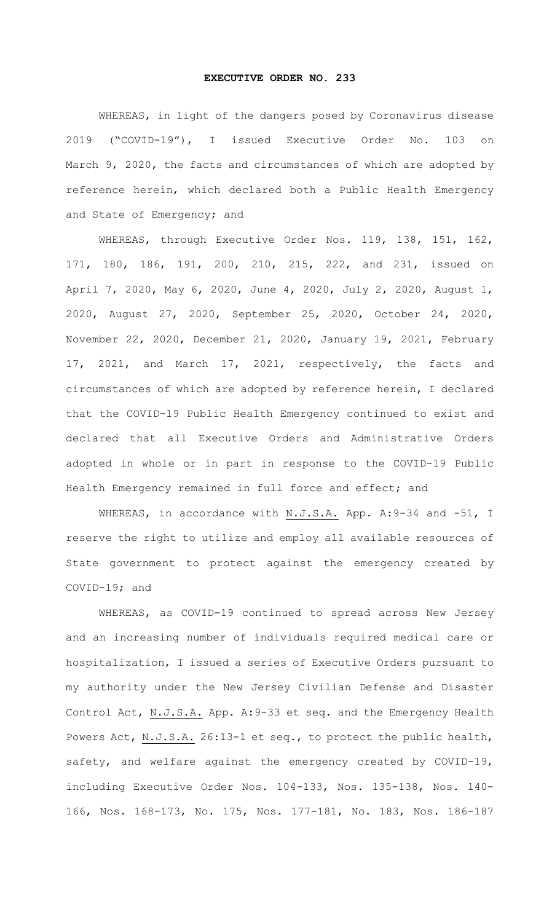# EXECUTIVE ORDER NO. 233

WHEREAS, in light of the dangers posed by Coronavirus disease 2019 ("COVID-19"), I issued Executive Order No. 103 on March 9, 2020, the facts and circumstances of which are adopted by reference herein, which declared both a Public Health Emergency and State of Emergency; and

WHEREAS, through Executive Order Nos. 119, 138, 151, 162, 171, 180, 186, 191, 200, 210, 215, 222, and 231, issued on April 7, 2020, May 6, 2020, June 4, 2020, July 2, 2020, August 1, 2020, August 27, 2020, September 25, 2020, October 24, 2020, November 22, 2020, December 21, 2020, January 19, 2021, February 17, 2021, and March 17, 2021, respectively, the facts and circumstances of which are adopted by reference herein, I declared that the COVID-19 Public Health Emergency continued to exist and declared that all Executive Orders and Administrative Orders adopted in whole or in part in response to the COVID-19 Public Health Emergency remained in full force and effect; and

WHEREAS, in accordance with N.J.S.A. App. A:9-34 and -51, I reserve the right to utilize and employ all available resources of State government to protect against the emergency created by COVID-19; and

WHEREAS, as COVID-19 continued to spread across New Jersey and an increasing number of individuals required medical care or hospitalization, I issued a series of Executive Orders pursuant to my authority under the New Jersey Civilian Defense and Disaster Control Act, N.J.S.A. App. A:9-33 et seq. and the Emergency Health Powers Act, N.J.S.A. 26:13-1 et seq., to protect the public health, safety, and welfare against the emergency created by COVID-19, including Executive Order Nos. 104-133, Nos. 135-138, Nos. 140-166, Nos. 168-173, No. 175, Nos. 177-181, No. 183, Nos. 186-187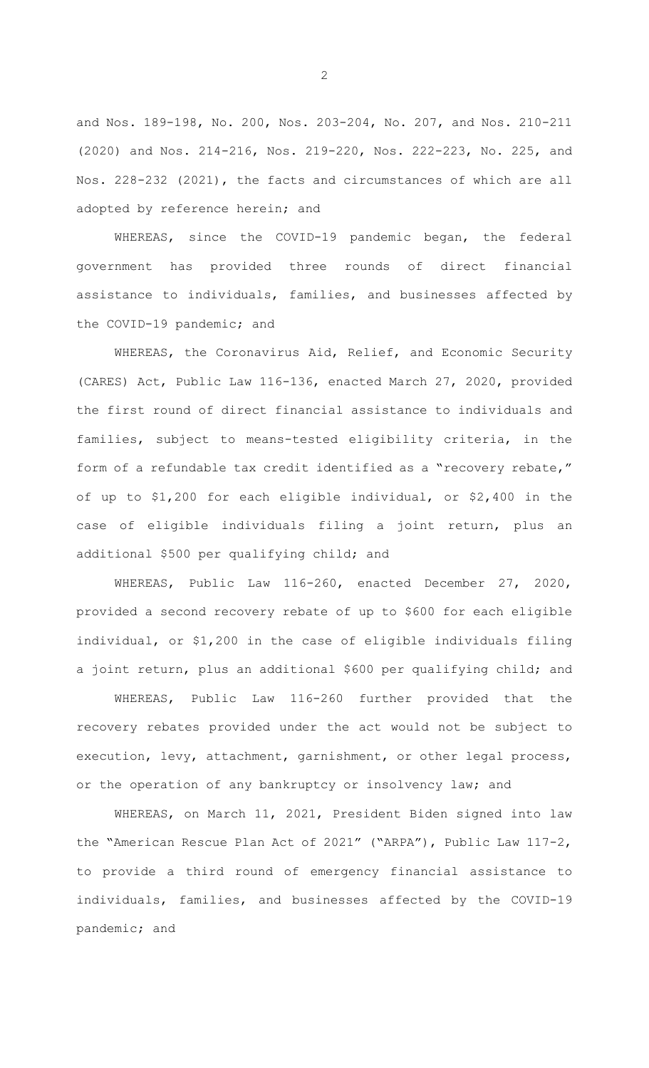and Nos. 189-198, No. 200, Nos. 203-204, No. 207, and Nos. 210-211 (2020) and Nos. 214-216, Nos. 219-220, Nos. 222-223, No. 225, and Nos. 228-232 (2021), the facts and circumstances of which are all adopted by reference herein; and

WHEREAS, since the COVID-19 pandemic began, the federal government has provided three rounds of direct financial assistance to individuals, families, and businesses affected by the COVID-19 pandemic; and

WHEREAS, the Coronavirus Aid, Relief, and Economic Security (CARES) Act, Public Law 116-136, enacted March 27, 2020, provided the first round of direct financial assistance to individuals and families, subject to means-tested eligibility criteria, in the form of a refundable tax credit identified as a "recovery rebate," of up to $1,200 for each eligible individual, or $2,400 in the case of eligible individuals filing a joint return, plus an additional $500 per qualifying child; and

WHEREAS, Public Law 116-260, enacted December 27, 2020, provided a second recovery rebate of up to $600 for each eligible individual, or $1,200 in the case of eligible individuals filing a joint return, plus an additional $600 per qualifying child; and

WHEREAS, Public Law 116-260 further provided that the recovery rebates provided under the act would not be subject to execution, levy, attachment, garnishment, or other legal process, or the operation of any bankruptcy or insolvency law; and

WHEREAS, on March 11, 2021, President Biden signed into law the "American Rescue Plan Act of 2021" ("ARPA"), Public Law 117-2, to provide a third round of emergency financial assistance to individuals, families, and businesses affected by the COVID-19 pandemic; and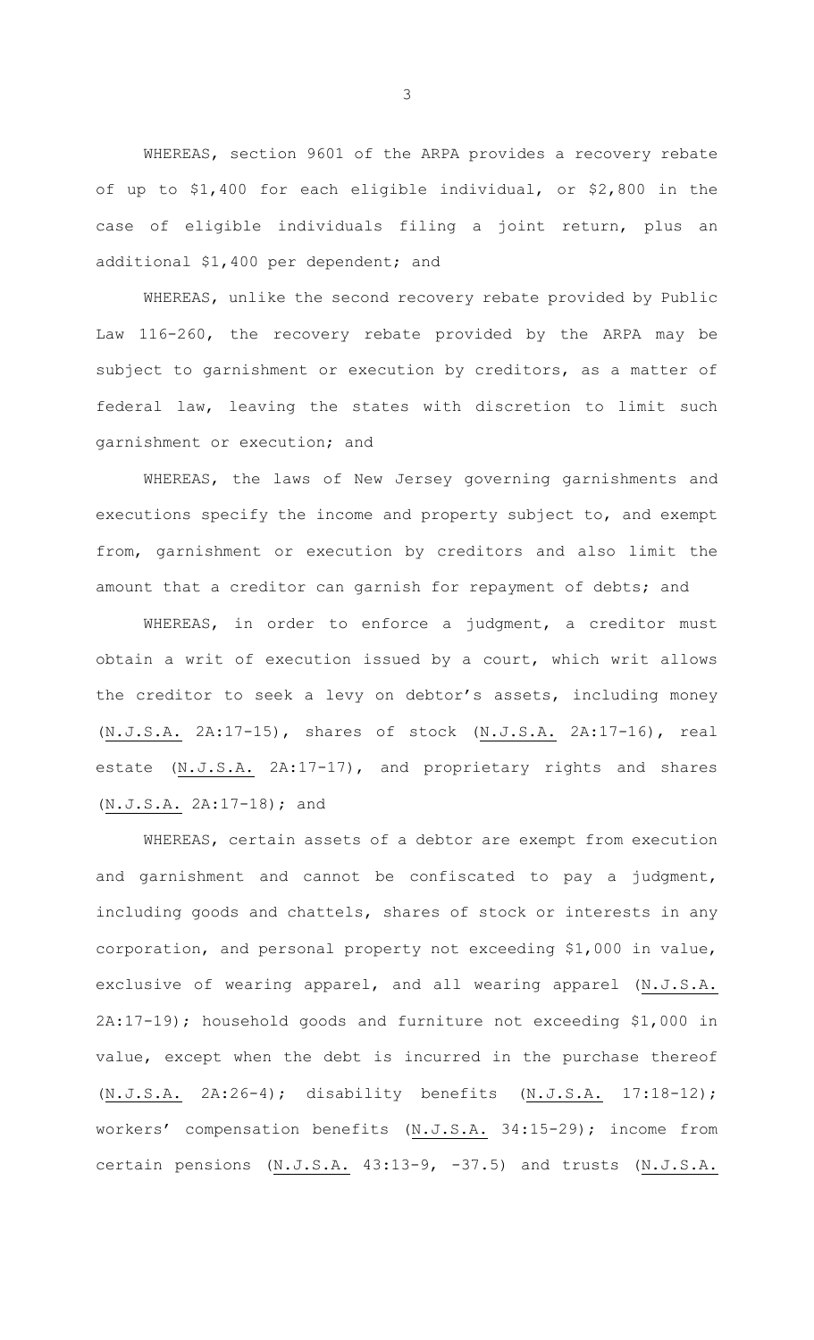WHEREAS, section 9601 of the ARPA provides a recovery rebate of up to $1,400 for each eligible individual, or $2,800 in the case of eligible individuals filing a joint return, plus an additional $1,400 per dependent; and

WHEREAS, unlike the second recovery rebate provided by Public Law 116-260, the recovery rebate provided by the ARPA may be subject to garnishment or execution by creditors, as a matter of federal law, leaving the states with discretion to limit such garnishment or execution; and

WHEREAS, the laws of New Jersey governing garnishments and executions specify the income and property subject to, and exempt from, garnishment or execution by creditors and also limit the amount that a creditor can garnish for repayment of debts; and

WHEREAS, in order to enforce a judgment, a creditor must obtain a writ of execution issued by a court, which writ allows the creditor to seek a levy on debtor's assets, including money (N.J.S.A. 2A:17-15), shares of stock (N.J.S.A. 2A:17-16), real estate (N.J.S.A. 2A:17-17), and proprietary rights and shares (N.J.S.A. 2A:17-18); and

WHEREAS, certain assets of a debtor are exempt from execution and garnishment and cannot be confiscated to pay a judgment, including goods and chattels, shares of stock or interests in any corporation, and personal property not exceeding $1,000 in value, exclusive of wearing apparel, and all wearing apparel (N.J.S.A. 2A:17-19); household goods and furniture not exceeding $1,000 in value, except when the debt is incurred in the purchase thereof (N.J.S.A. 2A:26-4); disability benefits (N.J.S.A. 17:18-12); workers' compensation benefits (N.J.S.A. 34:15-29); income from certain pensions (N.J.S.A. 43:13-9, -37.5) and trusts (N.J.S.A.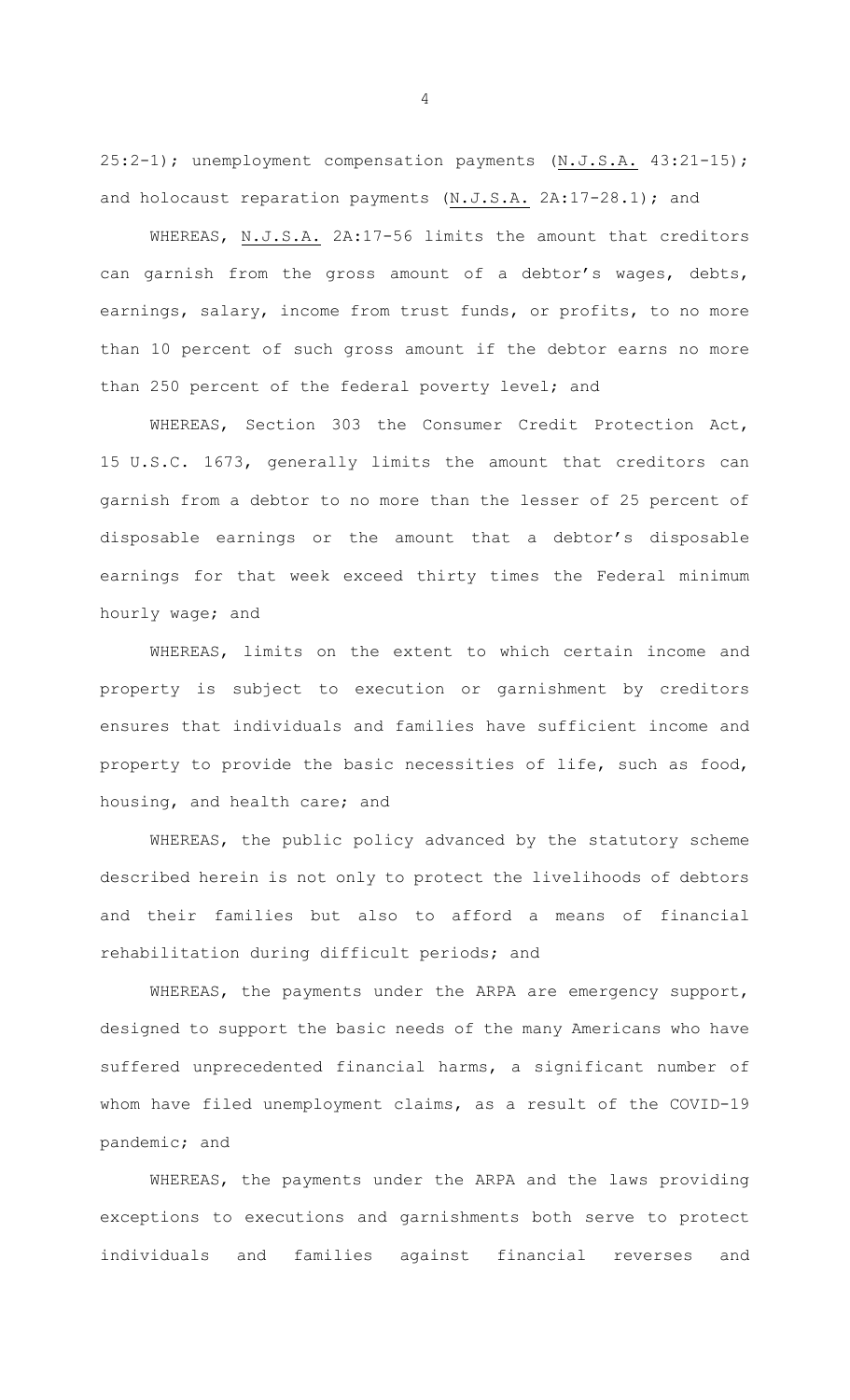25:2-1); unemployment compensation payments (N.J.S.A. 43:21-15); and holocaust reparation payments (N.J.S.A. 2A:17-28.1); and

WHEREAS, N.J.S.A. 2A:17-56 limits the amount that creditors can garnish from the gross amount of a debtor's wages, debts, earnings, salary, income from trust funds, or profits, to no more than 10 percent of such gross amount if the debtor earns no more than 250 percent of the federal poverty level; and

WHEREAS, Section 303 the Consumer Credit Protection Act, 15 U.S.C. 1673, generally limits the amount that creditors can garnish from a debtor to no more than the lesser of 25 percent of disposable earnings or the amount that a debtor's disposable earnings for that week exceed thirty times the Federal minimum hourly wage; and

WHEREAS, limits on the extent to which certain income and property is subject to execution or garnishment by creditors ensures that individuals and families have sufficient income and property to provide the basic necessities of life, such as food, housing, and health care; and

WHEREAS, the public policy advanced by the statutory scheme described herein is not only to protect the livelihoods of debtors and their families but also to afford a means of financial rehabilitation during difficult periods; and

WHEREAS, the payments under the ARPA are emergency support, designed to support the basic needs of the many Americans who have suffered unprecedented financial harms, a significant number of whom have filed unemployment claims, as a result of the COVID-19 pandemic; and

WHEREAS, the payments under the ARPA and the laws providing exceptions to executions and garnishments both serve to protect individuals and families against financial reverses and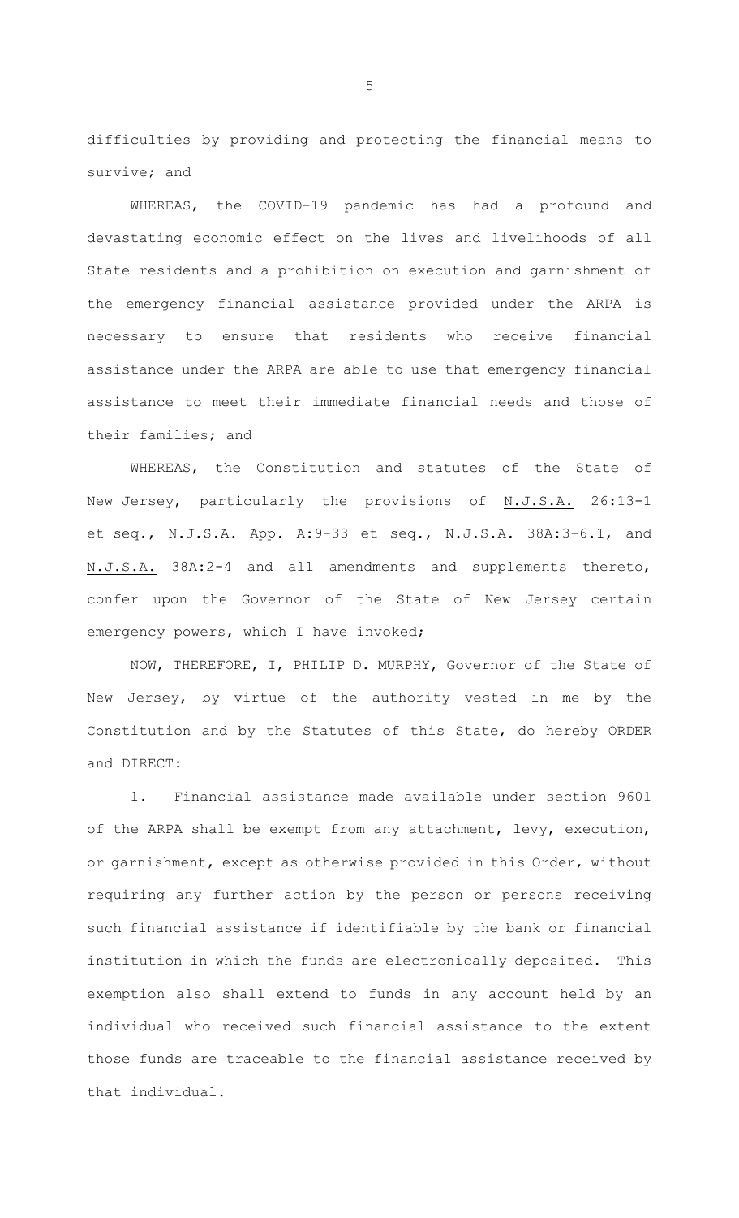difficulties by providing and protecting the financial means to survive; and

WHEREAS, the COVID-19 pandemic has had a profound and devastating economic effect on the lives and livelihoods of all State residents and a prohibition on execution and garnishment of the emergency financial assistance provided under the ARPA is necessary to ensure that residents who receive financial assistance under the ARPA are able to use that emergency financial assistance to meet their immediate financial needs and those of their families; and

WHEREAS, the Constitution and statutes of the State of New Jersey, particularly the provisions of N.J.S.A. 26:13-1 et seq., N.J.S.A. App. A:9-33 et seq., N.J.S.A. 38A:3-6.1, and N.J.S.A. 38A:2-4 and all amendments and supplements thereto, confer upon the Governor of the State of New Jersey certain emergency powers, which I have invoked;

NOW, THEREFORE, I, PHILIP D. MURPHY, Governor of the State of New Jersey, by virtue of the authority vested in me by the Constitution and by the Statutes of this State, do hereby ORDER and DIRECT:

1. Financial assistance made available under section 9601 of the ARPA shall be exempt from any attachment, levy, execution, or garnishment, except as otherwise provided in this Order, without requiring any further action by the person or persons receiving such financial assistance if identifiable by the bank or financial institution in which the funds are electronically deposited. This exemption also shall extend to funds in any account held by an individual who received such financial assistance to the extent those funds are traceable to the financial assistance received by that individual.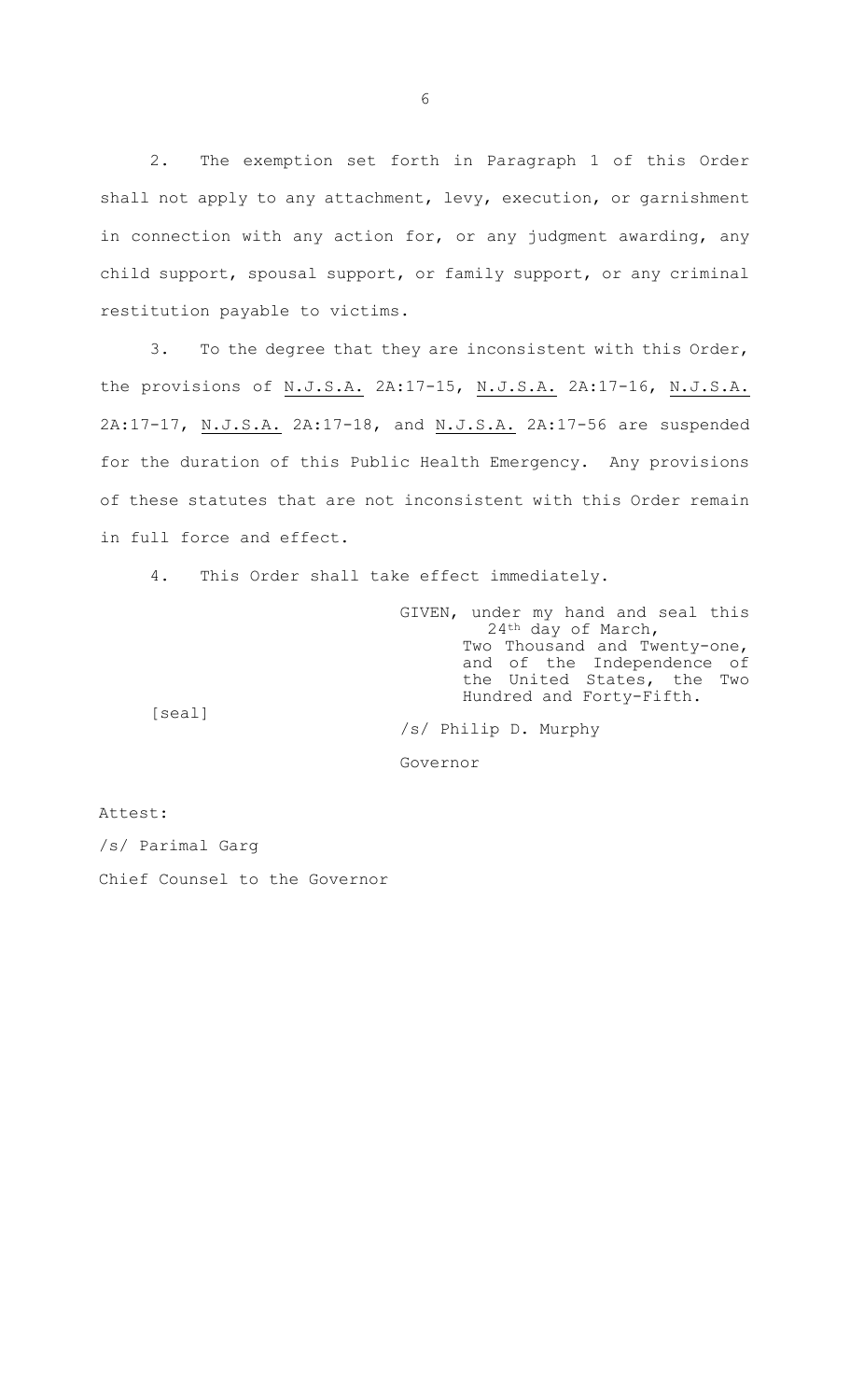2. The exemption set forth in Paragraph 1 of this Order shall not apply to any attachment, levy, execution, or garnishment in connection with any action for, or any judgment awarding, any child support, spousal support, or family support, or any criminal restitution payable to victims.

3. To the degree that they are inconsistent with this Order, the provisions of N.J.S.A. 2A:17-15, N.J.S.A. 2A:17-16, N.J.S.A. 2A:17-17, N.J.S.A. 2A:17-18, and N.J.S.A. 2A:17-56 are suspended for the duration of this Public Health Emergency. Any provisions of these statutes that are not inconsistent with this Order remain in full force and effect.

4. This Order shall take effect immediately.

GIVEN, under my hand and seal this 24th day of March, Two Thousand and Twenty-one, and of the Independence of the United States, the Two Hundred and Forty-Fifth.

[seal]

/s/ Philip D. Murphy

Governor

Attest:

/s/ Parimal Garg

Chief Counsel to the Governor